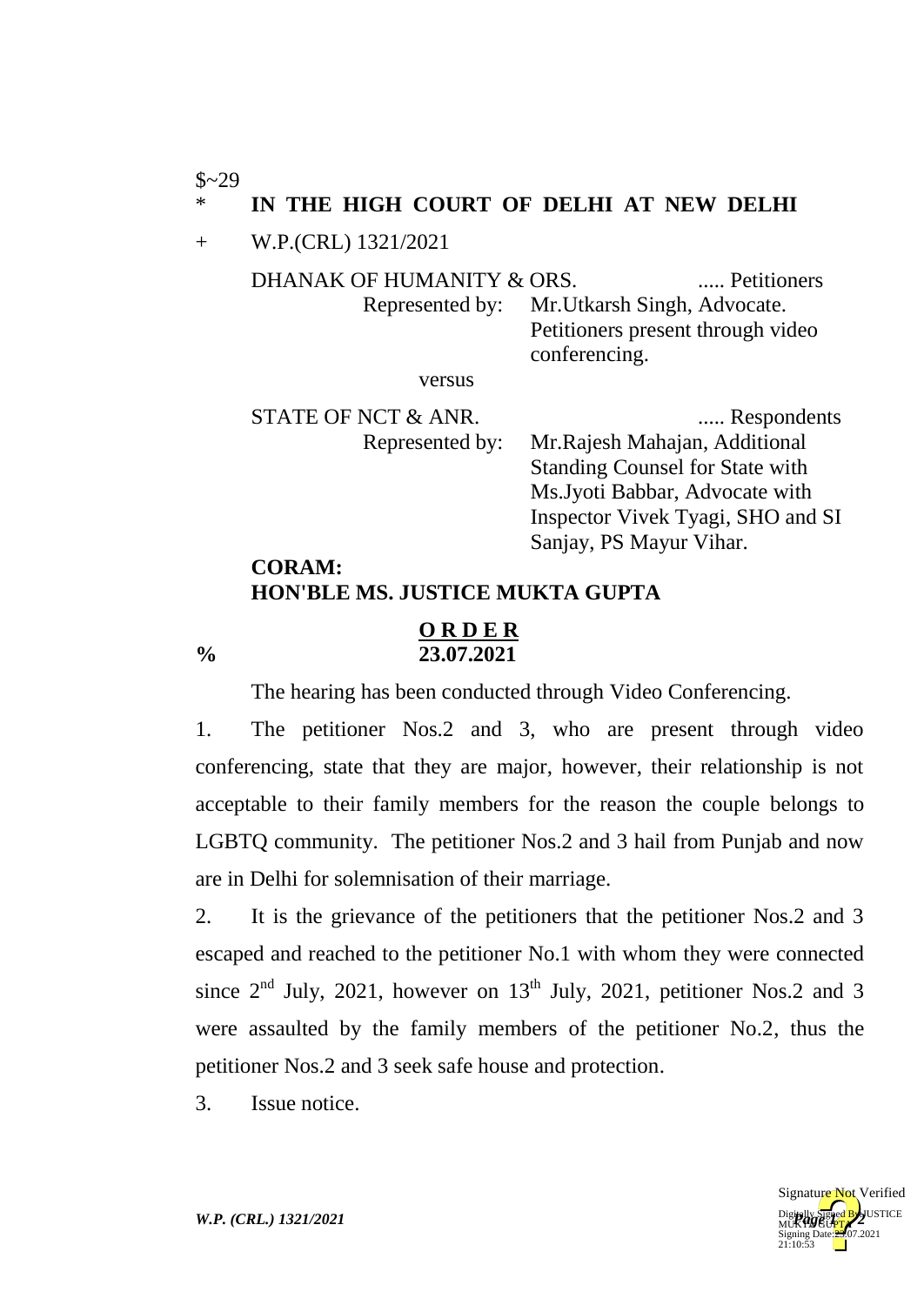$~29

\* **IN THE HIGH COURT OF DELHI AT NEW DELHI**

\+ W.P.(CRL) 1321/2021

DHANAK OF HUMANITY & ORS. ..... Petitioners

Represented by: Mr.Utkarsh Singh, Advocate. Petitioners present through video conferencing.

versus

STATE OF NCT & ANR. ..... Respondents

Represented by: Mr.Rajesh Mahajan, Additional Standing Counsel for State with Ms.Jyoti Babbar, Advocate with Inspector Vivek Tyagi, SHO and SI Sanjay, PS Mayur Vihar.

**CORAM:**
**HON'BLE MS. JUSTICE MUKTA GUPTA**

**O R D E R**

% **23.07.2021**

The hearing has been conducted through Video Conferencing.

1. The petitioner Nos.2 and 3, who are present through video conferencing, state that they are major, however, their relationship is not acceptable to their family members for the reason the couple belongs to LGBTQ community. The petitioner Nos.2 and 3 hail from Punjab and now are in Delhi for solemnisation of their marriage.

2. It is the grievance of the petitioners that the petitioner Nos.2 and 3 escaped and reached to the petitioner No.1 with whom they were connected since 2nd July, 2021, however on 13th July, 2021, petitioner Nos.2 and 3 were assaulted by the family members of the petitioner No.2, thus the petitioner Nos.2 and 3 seek safe house and protection.

3. Issue notice.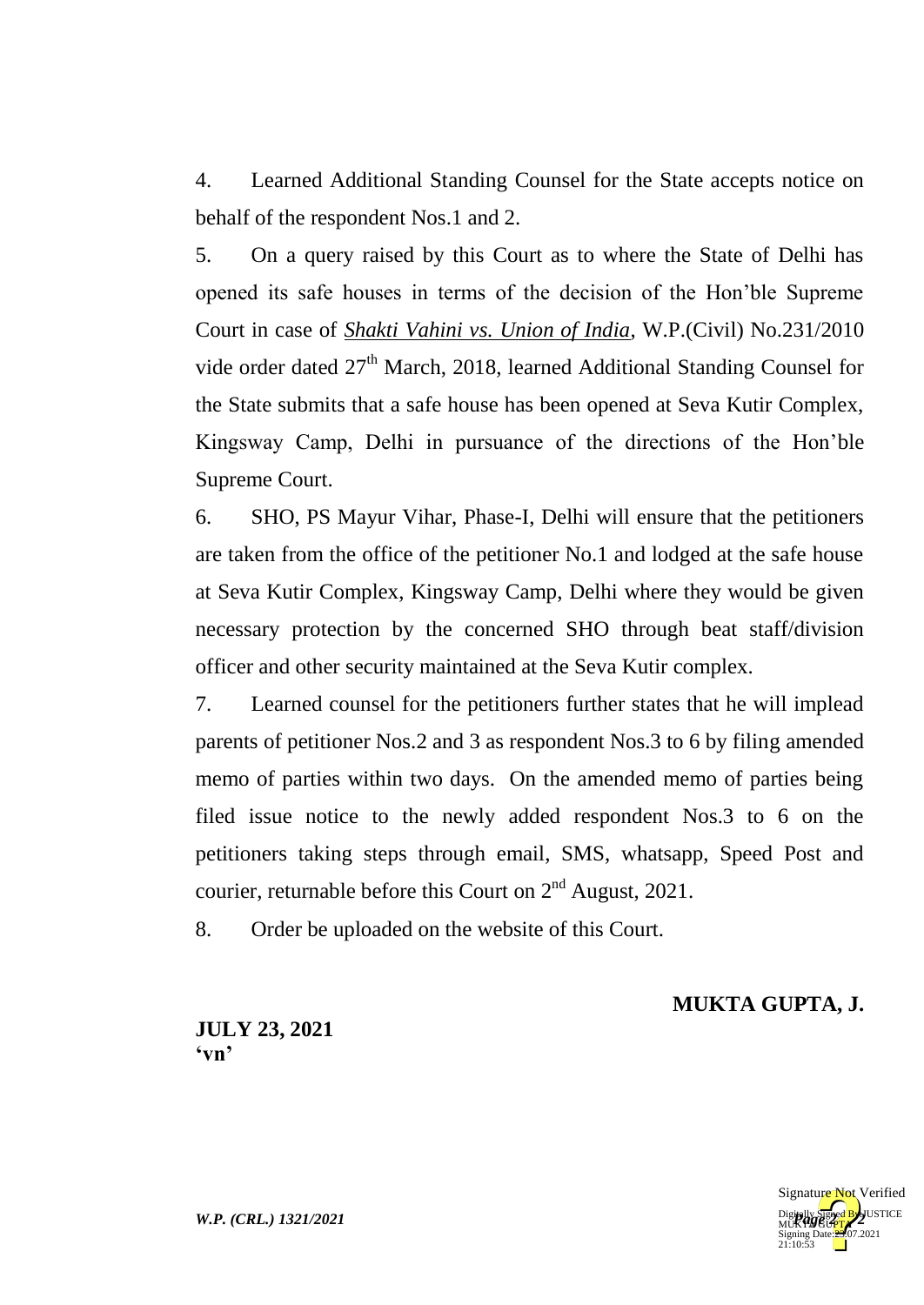4. Learned Additional Standing Counsel for the State accepts notice on behalf of the respondent Nos.1 and 2.

5. On a query raised by this Court as to where the State of Delhi has opened its safe houses in terms of the decision of the Hon'ble Supreme Court in case of *Shakti Vahini vs. Union of India*, W.P.(Civil) No.231/2010 vide order dated 27th March, 2018, learned Additional Standing Counsel for the State submits that a safe house has been opened at Seva Kutir Complex, Kingsway Camp, Delhi in pursuance of the directions of the Hon'ble Supreme Court.

6. SHO, PS Mayur Vihar, Phase-I, Delhi will ensure that the petitioners are taken from the office of the petitioner No.1 and lodged at the safe house at Seva Kutir Complex, Kingsway Camp, Delhi where they would be given necessary protection by the concerned SHO through beat staff/division officer and other security maintained at the Seva Kutir complex.

7. Learned counsel for the petitioners further states that he will implead parents of petitioner Nos.2 and 3 as respondent Nos.3 to 6 by filing amended memo of parties within two days. On the amended memo of parties being filed issue notice to the newly added respondent Nos.3 to 6 on the petitioners taking steps through email, SMS, whatsapp, Speed Post and courier, returnable before this Court on 2nd August, 2021.

8. Order be uploaded on the website of this Court.

**MUKTA GUPTA, J.**

**JULY 23, 2021**
**'vn'**

Signature Not Verified
Digitally Signed By:JUSTICE MUKTA GUPTA
Signing Date:23.07.2021 21:10:53